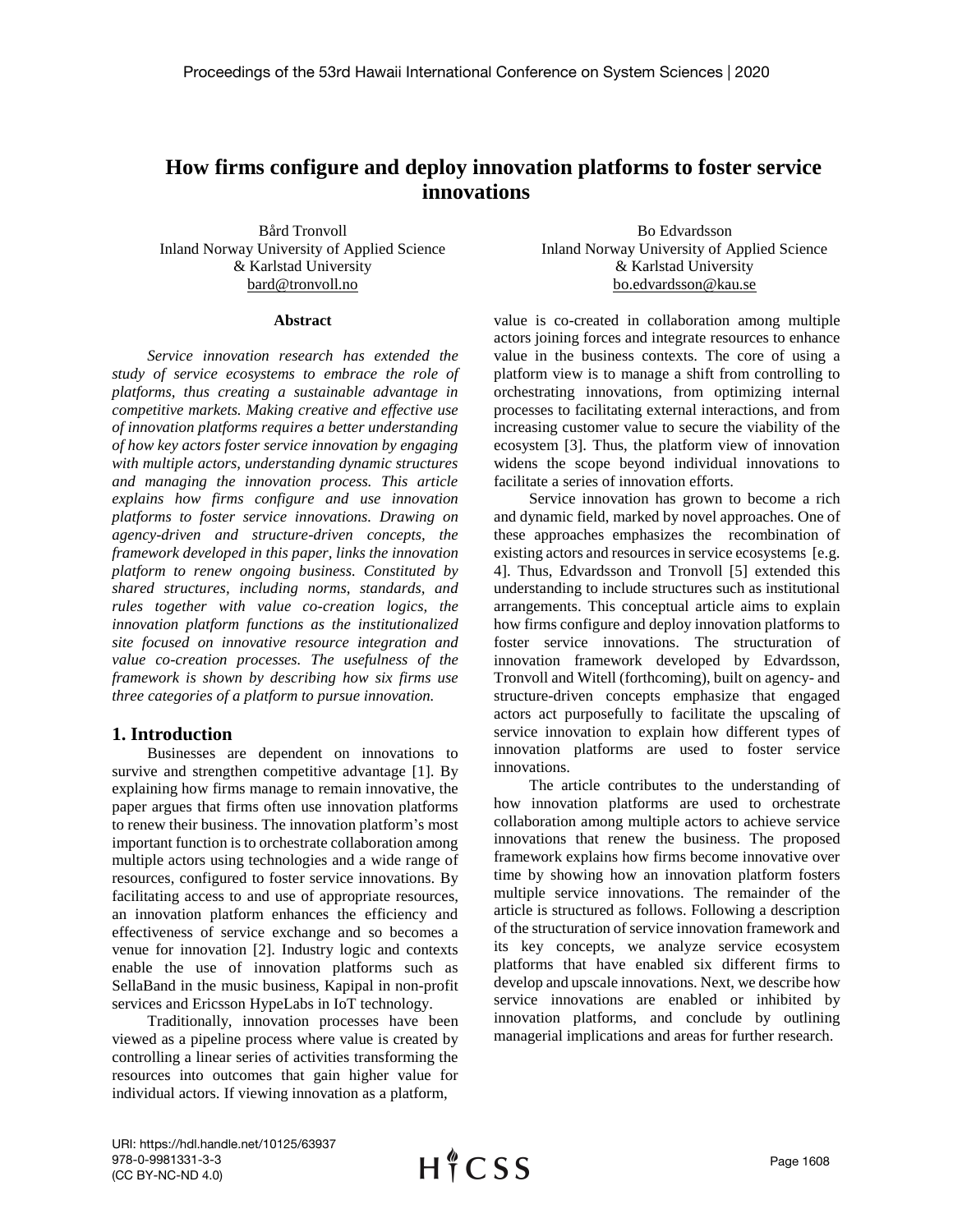# How firms configure and deploy innovation platforms to foster service innovations

Bård Tronvoll
Inland Norway University of Applied Science
& Karlstad University
bard@tronvoll.no

Bo Edvardsson
Inland Norway University of Applied Science
& Karlstad University
bo.edvardsson@kau.se

### Abstract

*Service innovation research has extended the study of service ecosystems to embrace the role of platforms, thus creating a sustainable advantage in competitive markets. Making creative and effective use of innovation platforms requires a better understanding of how key actors foster service innovation by engaging with multiple actors, understanding dynamic structures and managing the innovation process. This article explains how firms configure and use innovation platforms to foster service innovations. Drawing on agency-driven and structure-driven concepts, the framework developed in this paper, links the innovation platform to renew ongoing business. Constituted by shared structures, including norms, standards, and rules together with value co-creation logics, the innovation platform functions as the institutionalized site focused on innovative resource integration and value co-creation processes. The usefulness of the framework is shown by describing how six firms use three categories of a platform to pursue innovation.*

## 1. Introduction

Businesses are dependent on innovations to survive and strengthen competitive advantage [1]. By explaining how firms manage to remain innovative, the paper argues that firms often use innovation platforms to renew their business. The innovation platform's most important function is to orchestrate collaboration among multiple actors using technologies and a wide range of resources, configured to foster service innovations. By facilitating access to and use of appropriate resources, an innovation platform enhances the efficiency and effectiveness of service exchange and so becomes a venue for innovation [2]. Industry logic and contexts enable the use of innovation platforms such as SellaBand in the music business, Kapipal in non-profit services and Ericsson HypeLabs in IoT technology.

Traditionally, innovation processes have been viewed as a pipeline process where value is created by controlling a linear series of activities transforming the resources into outcomes that gain higher value for individual actors. If viewing innovation as a platform, value is co-created in collaboration among multiple actors joining forces and integrate resources to enhance value in the business contexts. The core of using a platform view is to manage a shift from controlling to orchestrating innovations, from optimizing internal processes to facilitating external interactions, and from increasing customer value to secure the viability of the ecosystem [3]. Thus, the platform view of innovation widens the scope beyond individual innovations to facilitate a series of innovation efforts.

Service innovation has grown to become a rich and dynamic field, marked by novel approaches. One of these approaches emphasizes the recombination of existing actors and resources in service ecosystems [e.g. 4]. Thus, Edvardsson and Tronvoll [5] extended this understanding to include structures such as institutional arrangements. This conceptual article aims to explain how firms configure and deploy innovation platforms to foster service innovations. The structuration of innovation framework developed by Edvardsson, Tronvoll and Witell (forthcoming), built on agency- and structure-driven concepts emphasize that engaged actors act purposefully to facilitate the upscaling of service innovation to explain how different types of innovation platforms are used to foster service innovations.

The article contributes to the understanding of how innovation platforms are used to orchestrate collaboration among multiple actors to achieve service innovations that renew the business. The proposed framework explains how firms become innovative over time by showing how an innovation platform fosters multiple service innovations. The remainder of the article is structured as follows. Following a description of the structuration of service innovation framework and its key concepts, we analyze service ecosystem platforms that have enabled six different firms to develop and upscale innovations. Next, we describe how service innovations are enabled or inhibited by innovation platforms, and conclude by outlining managerial implications and areas for further research.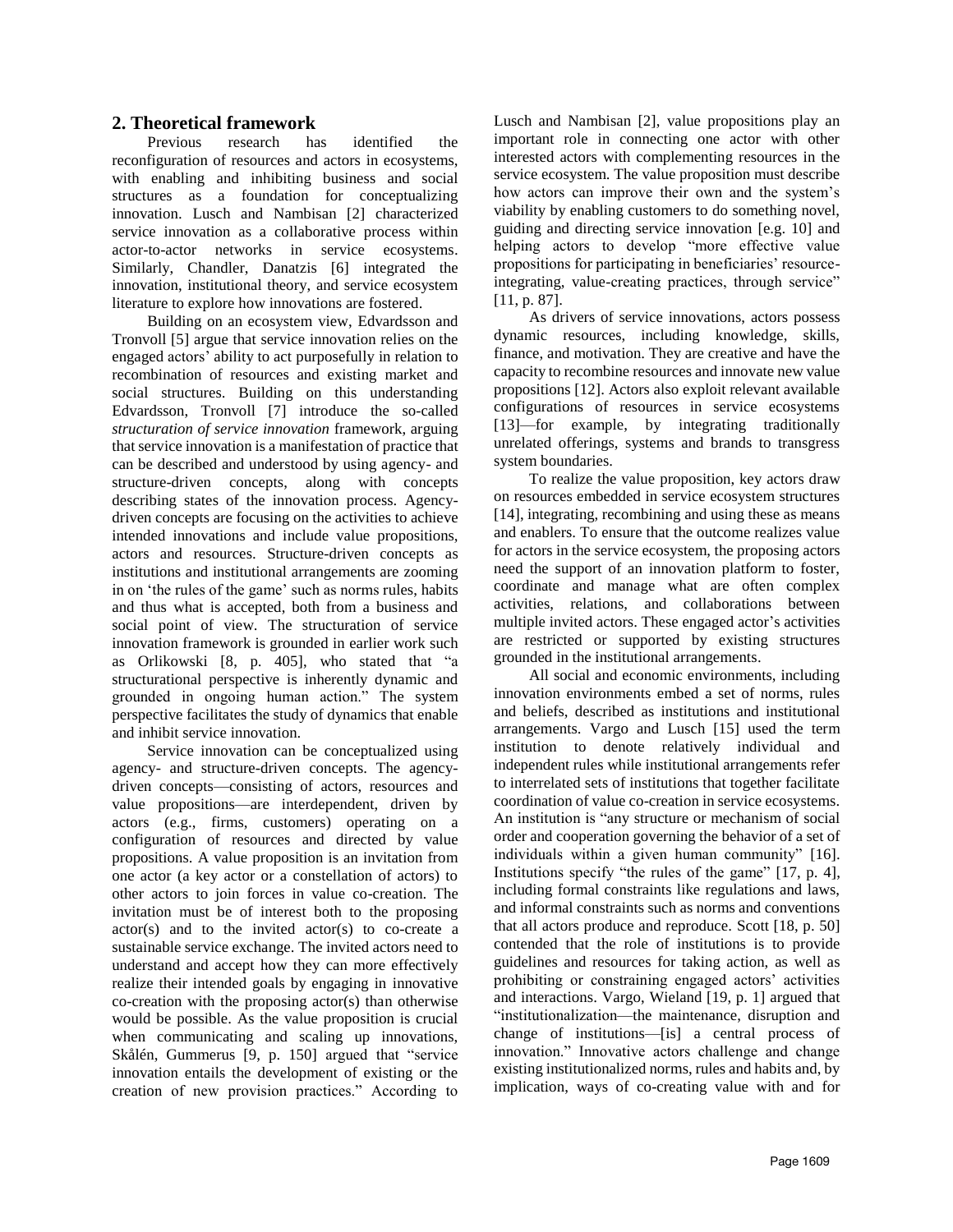## 2. Theoretical framework

Previous research has identified the reconfiguration of resources and actors in ecosystems, with enabling and inhibiting business and social structures as a foundation for conceptualizing innovation. Lusch and Nambisan [2] characterized service innovation as a collaborative process within actor-to-actor networks in service ecosystems. Similarly, Chandler, Danatzis [6] integrated the innovation, institutional theory, and service ecosystem literature to explore how innovations are fostered.

Building on an ecosystem view, Edvardsson and Tronvoll [5] argue that service innovation relies on the engaged actors' ability to act purposefully in relation to recombination of resources and existing market and social structures. Building on this understanding Edvardsson, Tronvoll [7] introduce the so-called *structuration of service innovation* framework, arguing that service innovation is a manifestation of practice that can be described and understood by using agency- and structure-driven concepts, along with concepts describing states of the innovation process. Agency-driven concepts are focusing on the activities to achieve intended innovations and include value propositions, actors and resources. Structure-driven concepts as institutions and institutional arrangements are zooming in on 'the rules of the game' such as norms rules, habits and thus what is accepted, both from a business and social point of view. The structuration of service innovation framework is grounded in earlier work such as Orlikowski [8, p. 405], who stated that "a structurational perspective is inherently dynamic and grounded in ongoing human action." The system perspective facilitates the study of dynamics that enable and inhibit service innovation.

Service innovation can be conceptualized using agency- and structure-driven concepts. The agency-driven concepts—consisting of actors, resources and value propositions—are interdependent, driven by actors (e.g., firms, customers) operating on a configuration of resources and directed by value propositions. A value proposition is an invitation from one actor (a key actor or a constellation of actors) to other actors to join forces in value co-creation. The invitation must be of interest both to the proposing actor(s) and to the invited actor(s) to co-create a sustainable service exchange. The invited actors need to understand and accept how they can more effectively realize their intended goals by engaging in innovative co-creation with the proposing actor(s) than otherwise would be possible. As the value proposition is crucial when communicating and scaling up innovations, Skålén, Gummerus [9, p. 150] argued that "service innovation entails the development of existing or the creation of new provision practices." According to Lusch and Nambisan [2], value propositions play an important role in connecting one actor with other interested actors with complementing resources in the service ecosystem. The value proposition must describe how actors can improve their own and the system's viability by enabling customers to do something novel, guiding and directing service innovation [e.g. 10] and helping actors to develop "more effective value propositions for participating in beneficiaries' resource-integrating, value-creating practices, through service" [11, p. 87].

As drivers of service innovations, actors possess dynamic resources, including knowledge, skills, finance, and motivation. They are creative and have the capacity to recombine resources and innovate new value propositions [12]. Actors also exploit relevant available configurations of resources in service ecosystems [13]—for example, by integrating traditionally unrelated offerings, systems and brands to transgress system boundaries.

To realize the value proposition, key actors draw on resources embedded in service ecosystem structures [14], integrating, recombining and using these as means and enablers. To ensure that the outcome realizes value for actors in the service ecosystem, the proposing actors need the support of an innovation platform to foster, coordinate and manage what are often complex activities, relations, and collaborations between multiple invited actors. These engaged actor's activities are restricted or supported by existing structures grounded in the institutional arrangements.

All social and economic environments, including innovation environments embed a set of norms, rules and beliefs, described as institutions and institutional arrangements. Vargo and Lusch [15] used the term institution to denote relatively individual and independent rules while institutional arrangements refer to interrelated sets of institutions that together facilitate coordination of value co-creation in service ecosystems. An institution is "any structure or mechanism of social order and cooperation governing the behavior of a set of individuals within a given human community" [16]. Institutions specify "the rules of the game" [17, p. 4], including formal constraints like regulations and laws, and informal constraints such as norms and conventions that all actors produce and reproduce. Scott [18, p. 50] contended that the role of institutions is to provide guidelines and resources for taking action, as well as prohibiting or constraining engaged actors' activities and interactions. Vargo, Wieland [19, p. 1] argued that "institutionalization—the maintenance, disruption and change of institutions—[is] a central process of innovation." Innovative actors challenge and change existing institutionalized norms, rules and habits and, by implication, ways of co-creating value with and for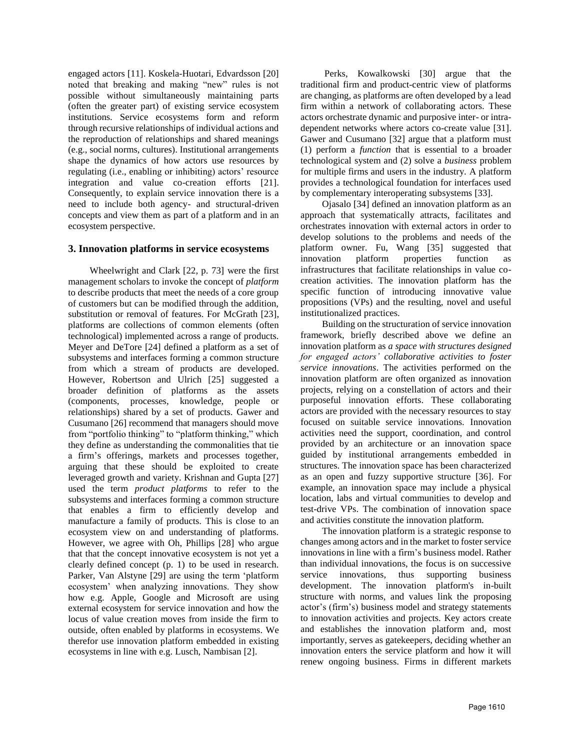engaged actors [11]. Koskela-Huotari, Edvardsson [20] noted that breaking and making "new" rules is not possible without simultaneously maintaining parts (often the greater part) of existing service ecosystem institutions. Service ecosystems form and reform through recursive relationships of individual actions and the reproduction of relationships and shared meanings (e.g., social norms, cultures). Institutional arrangements shape the dynamics of how actors use resources by regulating (i.e., enabling or inhibiting) actors' resource integration and value co-creation efforts [21]. Consequently, to explain service innovation there is a need to include both agency- and structural-driven concepts and view them as part of a platform and in an ecosystem perspective.

## 3. Innovation platforms in service ecosystems

Wheelwright and Clark [22, p. 73] were the first management scholars to invoke the concept of *platform* to describe products that meet the needs of a core group of customers but can be modified through the addition, substitution or removal of features. For McGrath [23], platforms are collections of common elements (often technological) implemented across a range of products. Meyer and DeTore [24] defined a platform as a set of subsystems and interfaces forming a common structure from which a stream of products are developed. However, Robertson and Ulrich [25] suggested a broader definition of platforms as the assets (components, processes, knowledge, people or relationships) shared by a set of products. Gawer and Cusumano [26] recommend that managers should move from "portfolio thinking" to "platform thinking," which they define as understanding the commonalities that tie a firm's offerings, markets and processes together, arguing that these should be exploited to create leveraged growth and variety. Krishnan and Gupta [27] used the term *product platforms* to refer to the subsystems and interfaces forming a common structure that enables a firm to efficiently develop and manufacture a family of products. This is close to an ecosystem view on and understanding of platforms. However, we agree with Oh, Phillips [28] who argue that that the concept innovative ecosystem is not yet a clearly defined concept (p. 1) to be used in research. Parker, Van Alstyne [29] are using the term 'platform ecosystem' when analyzing innovations. They show how e.g. Apple, Google and Microsoft are using external ecosystem for service innovation and how the locus of value creation moves from inside the firm to outside, often enabled by platforms in ecosystems. We therefor use innovation platform embedded in existing ecosystems in line with e.g. Lusch, Nambisan [2].

Perks, Kowalkowski [30] argue that the traditional firm and product-centric view of platforms are changing, as platforms are often developed by a lead firm within a network of collaborating actors. These actors orchestrate dynamic and purposive inter- or intra-dependent networks where actors co-create value [31]. Gawer and Cusumano [32] argue that a platform must (1) perform a *function* that is essential to a broader technological system and (2) solve a *business* problem for multiple firms and users in the industry. A platform provides a technological foundation for interfaces used by complementary interoperating subsystems [33].

Ojasalo [34] defined an innovation platform as an approach that systematically attracts, facilitates and orchestrates innovation with external actors in order to develop solutions to the problems and needs of the platform owner. Fu, Wang [35] suggested that innovation platform properties function as infrastructures that facilitate relationships in value co-creation activities. The innovation platform has the specific function of introducing innovative value propositions (VPs) and the resulting, novel and useful institutionalized practices.

Building on the structuration of service innovation framework, briefly described above we define an innovation platform as *a space with structures designed for engaged actors' collaborative activities to foster service innovations*. The activities performed on the innovation platform are often organized as innovation projects, relying on a constellation of actors and their purposeful innovation efforts. These collaborating actors are provided with the necessary resources to stay focused on suitable service innovations. Innovation activities need the support, coordination, and control provided by an architecture or an innovation space guided by institutional arrangements embedded in structures. The innovation space has been characterized as an open and fuzzy supportive structure [36]. For example, an innovation space may include a physical location, labs and virtual communities to develop and test-drive VPs. The combination of innovation space and activities constitute the innovation platform.

The innovation platform is a strategic response to changes among actors and in the market to foster service innovations in line with a firm's business model. Rather than individual innovations, the focus is on successive service innovations, thus supporting business development. The innovation platform's in-built structure with norms, and values link the proposing actor's (firm's) business model and strategy statements to innovation activities and projects. Key actors create and establishes the innovation platform and, most importantly, serves as gatekeepers, deciding whether an innovation enters the service platform and how it will renew ongoing business. Firms in different markets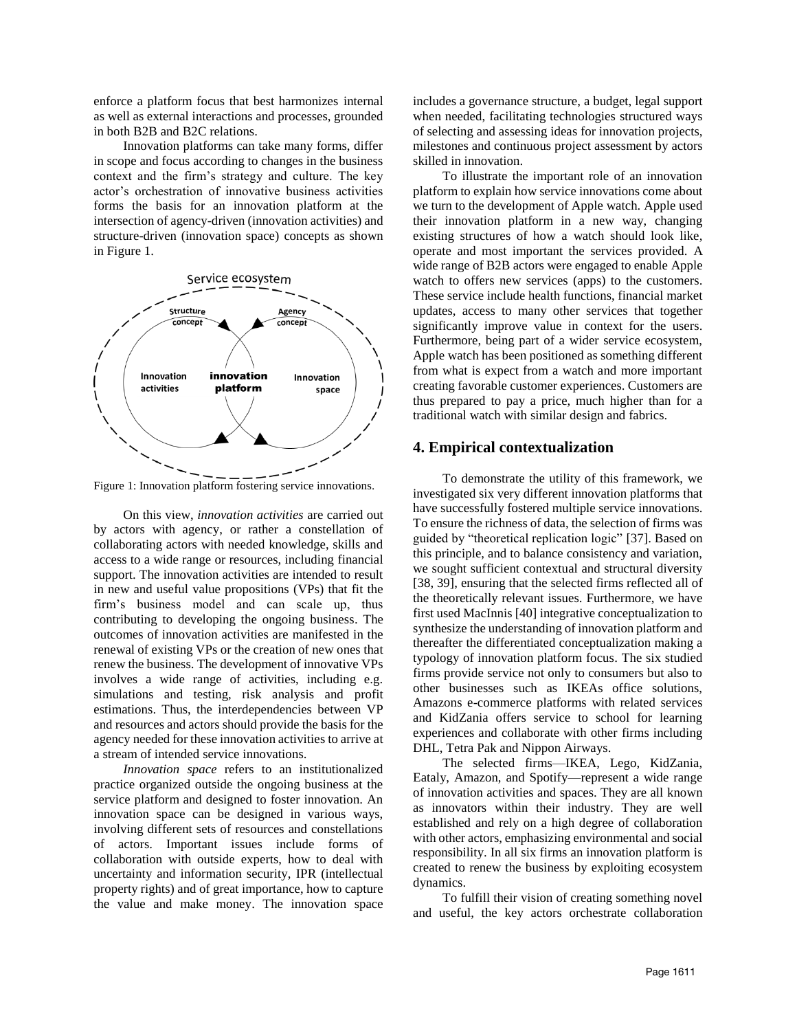enforce a platform focus that best harmonizes internal as well as external interactions and processes, grounded in both B2B and B2C relations.

Innovation platforms can take many forms, differ in scope and focus according to changes in the business context and the firm's strategy and culture. The key actor's orchestration of innovative business activities forms the basis for an innovation platform at the intersection of agency-driven (innovation activities) and structure-driven (innovation space) concepts as shown in Figure 1.

Figure 1: Innovation platform fostering service innovations.

On this view, *innovation activities* are carried out by actors with agency, or rather a constellation of collaborating actors with needed knowledge, skills and access to a wide range or resources, including financial support. The innovation activities are intended to result in new and useful value propositions (VPs) that fit the firm's business model and can scale up, thus contributing to developing the ongoing business. The outcomes of innovation activities are manifested in the renewal of existing VPs or the creation of new ones that renew the business. The development of innovative VPs involves a wide range of activities, including e.g. simulations and testing, risk analysis and profit estimations. Thus, the interdependencies between VP and resources and actors should provide the basis for the agency needed for these innovation activities to arrive at a stream of intended service innovations.

*Innovation space* refers to an institutionalized practice organized outside the ongoing business at the service platform and designed to foster innovation. An innovation space can be designed in various ways, involving different sets of resources and constellations of actors. Important issues include forms of collaboration with outside experts, how to deal with uncertainty and information security, IPR (intellectual property rights) and of great importance, how to capture the value and make money. The innovation space includes a governance structure, a budget, legal support when needed, facilitating technologies structured ways of selecting and assessing ideas for innovation projects, milestones and continuous project assessment by actors skilled in innovation.

To illustrate the important role of an innovation platform to explain how service innovations come about we turn to the development of Apple watch. Apple used their innovation platform in a new way, changing existing structures of how a watch should look like, operate and most important the services provided. A wide range of B2B actors were engaged to enable Apple watch to offers new services (apps) to the customers. These service include health functions, financial market updates, access to many other services that together significantly improve value in context for the users. Furthermore, being part of a wider service ecosystem, Apple watch has been positioned as something different from what is expect from a watch and more important creating favorable customer experiences. Customers are thus prepared to pay a price, much higher than for a traditional watch with similar design and fabrics.

## 4. Empirical contextualization

To demonstrate the utility of this framework, we investigated six very different innovation platforms that have successfully fostered multiple service innovations. To ensure the richness of data, the selection of firms was guided by "theoretical replication logic" [37]. Based on this principle, and to balance consistency and variation, we sought sufficient contextual and structural diversity [38, 39], ensuring that the selected firms reflected all of the theoretically relevant issues. Furthermore, we have first used MacInnis [40] integrative conceptualization to synthesize the understanding of innovation platform and thereafter the differentiated conceptualization making a typology of innovation platform focus. The six studied firms provide service not only to consumers but also to other businesses such as IKEAs office solutions, Amazons e-commerce platforms with related services and KidZania offers service to school for learning experiences and collaborate with other firms including DHL, Tetra Pak and Nippon Airways.

The selected firms—IKEA, Lego, KidZania, Eataly, Amazon, and Spotify—represent a wide range of innovation activities and spaces. They are all known as innovators within their industry. They are well established and rely on a high degree of collaboration with other actors, emphasizing environmental and social responsibility. In all six firms an innovation platform is created to renew the business by exploiting ecosystem dynamics.

To fulfill their vision of creating something novel and useful, the key actors orchestrate collaboration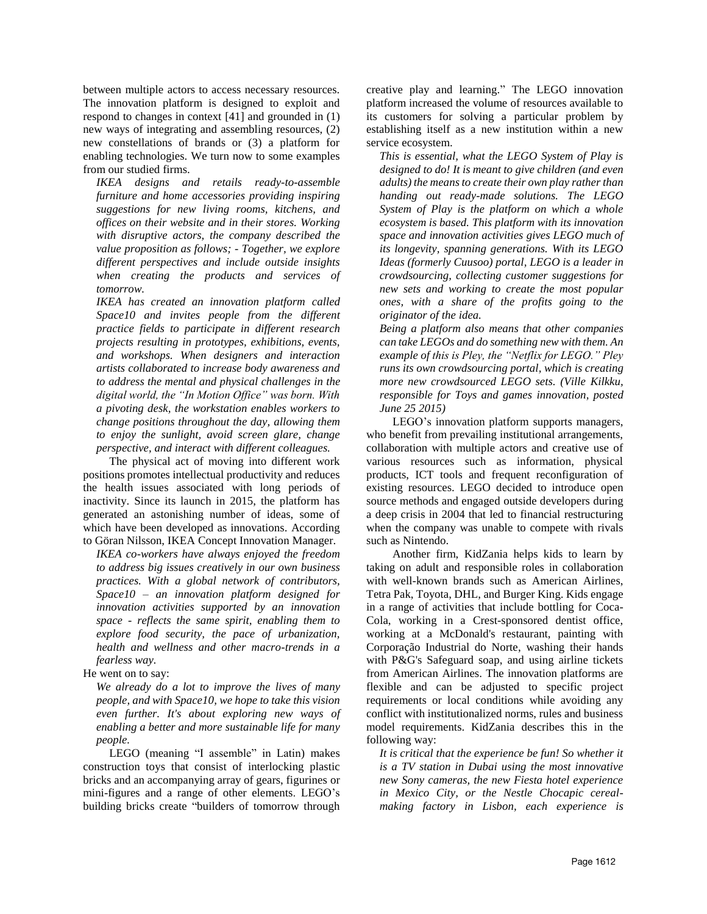between multiple actors to access necessary resources. The innovation platform is designed to exploit and respond to changes in context [41] and grounded in (1) new ways of integrating and assembling resources, (2) new constellations of brands or (3) a platform for enabling technologies. We turn now to some examples from our studied firms.

*IKEA designs and retails ready-to-assemble furniture and home accessories providing inspiring suggestions for new living rooms, kitchens, and offices on their website and in their stores. Working with disruptive actors, the company described the value proposition as follows; - Together, we explore different perspectives and include outside insights when creating the products and services of tomorrow.*

*IKEA has created an innovation platform called Space10 and invites people from the different practice fields to participate in different research projects resulting in prototypes, exhibitions, events, and workshops. When designers and interaction artists collaborated to increase body awareness and to address the mental and physical challenges in the digital world, the "In Motion Office" was born. With a pivoting desk, the workstation enables workers to change positions throughout the day, allowing them to enjoy the sunlight, avoid screen glare, change perspective, and interact with different colleagues.*

The physical act of moving into different work positions promotes intellectual productivity and reduces the health issues associated with long periods of inactivity. Since its launch in 2015, the platform has generated an astonishing number of ideas, some of which have been developed as innovations. According to Göran Nilsson, IKEA Concept Innovation Manager.

*IKEA co-workers have always enjoyed the freedom to address big issues creatively in our own business practices. With a global network of contributors, Space10 – an innovation platform designed for innovation activities supported by an innovation space - reflects the same spirit, enabling them to explore food security, the pace of urbanization, health and wellness and other macro-trends in a fearless way.*

He went on to say:

*We already do a lot to improve the lives of many people, and with Space10, we hope to take this vision even further. It's about exploring new ways of enabling a better and more sustainable life for many people.*

LEGO (meaning "I assemble" in Latin) makes construction toys that consist of interlocking plastic bricks and an accompanying array of gears, figurines or mini-figures and a range of other elements. LEGO's building bricks create "builders of tomorrow through creative play and learning." The LEGO innovation platform increased the volume of resources available to its customers for solving a particular problem by establishing itself as a new institution within a new service ecosystem.

*This is essential, what the LEGO System of Play is designed to do! It is meant to give children (and even adults) the means to create their own play rather than handing out ready-made solutions. The LEGO System of Play is the platform on which a whole ecosystem is based. This platform with its innovation space and innovation activities gives LEGO much of its longevity, spanning generations. With its LEGO Ideas (formerly Cuusoo) portal, LEGO is a leader in crowdsourcing, collecting customer suggestions for new sets and working to create the most popular ones, with a share of the profits going to the originator of the idea.*

*Being a platform also means that other companies can take LEGOs and do something new with them. An example of this is Pley, the "Netflix for LEGO." Pley runs its own crowdsourcing portal, which is creating more new crowdsourced LEGO sets. (Ville Kilkku, responsible for Toys and games innovation, posted June 25 2015)*

LEGO's innovation platform supports managers, who benefit from prevailing institutional arrangements, collaboration with multiple actors and creative use of various resources such as information, physical products, ICT tools and frequent reconfiguration of existing resources. LEGO decided to introduce open source methods and engaged outside developers during a deep crisis in 2004 that led to financial restructuring when the company was unable to compete with rivals such as Nintendo.

Another firm, KidZania helps kids to learn by taking on adult and responsible roles in collaboration with well-known brands such as American Airlines, Tetra Pak, Toyota, DHL, and Burger King. Kids engage in a range of activities that include bottling for Coca-Cola, working in a Crest-sponsored dentist office, working at a McDonald's restaurant, painting with Corporação Industrial do Norte, washing their hands with P&G's Safeguard soap, and using airline tickets from American Airlines. The innovation platforms are flexible and can be adjusted to specific project requirements or local conditions while avoiding any conflict with institutionalized norms, rules and business model requirements. KidZania describes this in the following way:

*It is critical that the experience be fun! So whether it is a TV station in Dubai using the most innovative new Sony cameras, the new Fiesta hotel experience in Mexico City, or the Nestle Chocapic cereal-making factory in Lisbon, each experience is*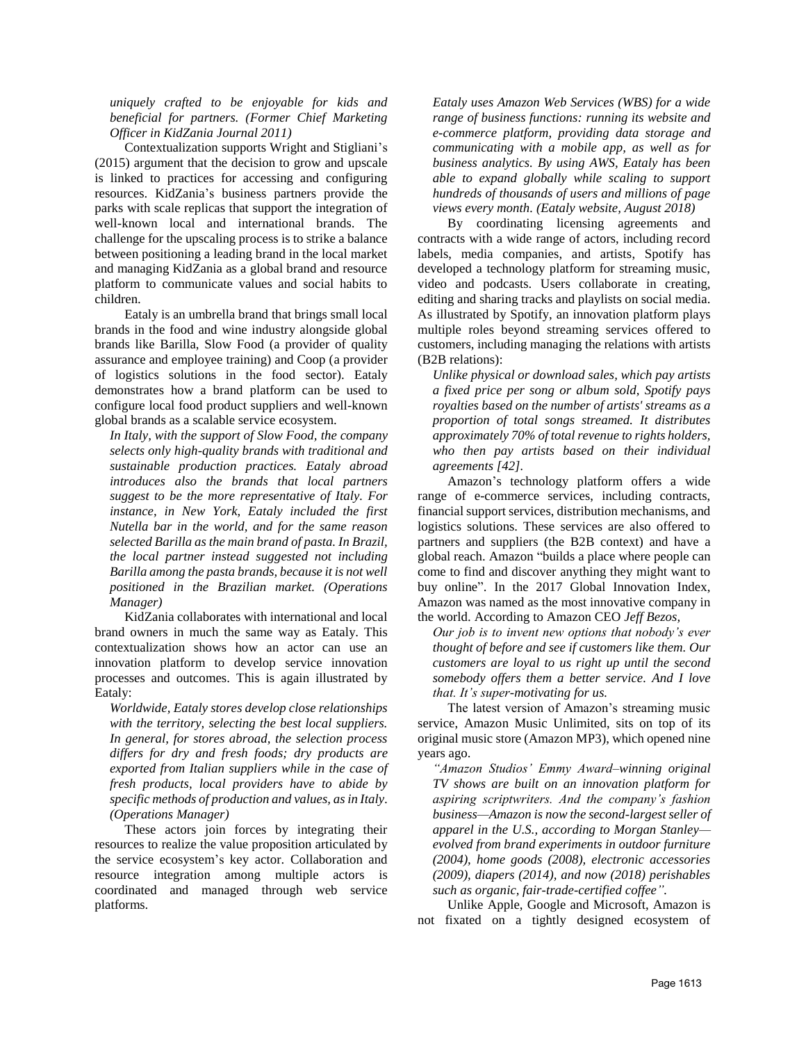*uniquely crafted to be enjoyable for kids and beneficial for partners. (Former Chief Marketing Officer in KidZania Journal 2011)*

Contextualization supports Wright and Stigliani's (2015) argument that the decision to grow and upscale is linked to practices for accessing and configuring resources. KidZania's business partners provide the parks with scale replicas that support the integration of well-known local and international brands. The challenge for the upscaling process is to strike a balance between positioning a leading brand in the local market and managing KidZania as a global brand and resource platform to communicate values and social habits to children.

Eataly is an umbrella brand that brings small local brands in the food and wine industry alongside global brands like Barilla, Slow Food (a provider of quality assurance and employee training) and Coop (a provider of logistics solutions in the food sector). Eataly demonstrates how a brand platform can be used to configure local food product suppliers and well-known global brands as a scalable service ecosystem.

*In Italy, with the support of Slow Food, the company selects only high-quality brands with traditional and sustainable production practices. Eataly abroad introduces also the brands that local partners suggest to be the more representative of Italy. For instance, in New York, Eataly included the first Nutella bar in the world, and for the same reason selected Barilla as the main brand of pasta. In Brazil, the local partner instead suggested not including Barilla among the pasta brands, because it is not well positioned in the Brazilian market. (Operations Manager)*

KidZania collaborates with international and local brand owners in much the same way as Eataly. This contextualization shows how an actor can use an innovation platform to develop service innovation processes and outcomes. This is again illustrated by Eataly:

*Worldwide, Eataly stores develop close relationships with the territory, selecting the best local suppliers. In general, for stores abroad, the selection process differs for dry and fresh foods; dry products are exported from Italian suppliers while in the case of fresh products, local providers have to abide by specific methods of production and values, as in Italy. (Operations Manager)*

These actors join forces by integrating their resources to realize the value proposition articulated by the service ecosystem's key actor. Collaboration and resource integration among multiple actors is coordinated and managed through web service platforms.

*Eataly uses Amazon Web Services (WBS) for a wide range of business functions: running its website and e-commerce platform, providing data storage and communicating with a mobile app, as well as for business analytics. By using AWS, Eataly has been able to expand globally while scaling to support hundreds of thousands of users and millions of page views every month. (Eataly website, August 2018)*

By coordinating licensing agreements and contracts with a wide range of actors, including record labels, media companies, and artists, Spotify has developed a technology platform for streaming music, video and podcasts. Users collaborate in creating, editing and sharing tracks and playlists on social media. As illustrated by Spotify, an innovation platform plays multiple roles beyond streaming services offered to customers, including managing the relations with artists (B2B relations):

*Unlike physical or download sales, which pay artists a fixed price per song or album sold, Spotify pays royalties based on the number of artists' streams as a proportion of total songs streamed. It distributes approximately 70% of total revenue to rights holders, who then pay artists based on their individual agreements [42].*

Amazon's technology platform offers a wide range of e-commerce services, including contracts, financial support services, distribution mechanisms, and logistics solutions. These services are also offered to partners and suppliers (the B2B context) and have a global reach. Amazon "builds a place where people can come to find and discover anything they might want to buy online". In the 2017 Global Innovation Index, Amazon was named as the most innovative company in the world. According to Amazon CEO *Jeff Bezos,*

*Our job is to invent new options that nobody's ever thought of before and see if customers like them. Our customers are loyal to us right up until the second somebody offers them a better service. And I love that. It's super-motivating for us.*

The latest version of Amazon's streaming music service, Amazon Music Unlimited, sits on top of its original music store (Amazon MP3), which opened nine years ago.

*"Amazon Studios' Emmy Award–winning original TV shows are built on an innovation platform for aspiring scriptwriters. And the company's fashion business—Amazon is now the second-largest seller of apparel in the U.S., according to Morgan Stanley—evolved from brand experiments in outdoor furniture (2004), home goods (2008), electronic accessories (2009), diapers (2014), and now (2018) perishables such as organic, fair-trade-certified coffee".*

Unlike Apple, Google and Microsoft, Amazon is not fixated on a tightly designed ecosystem of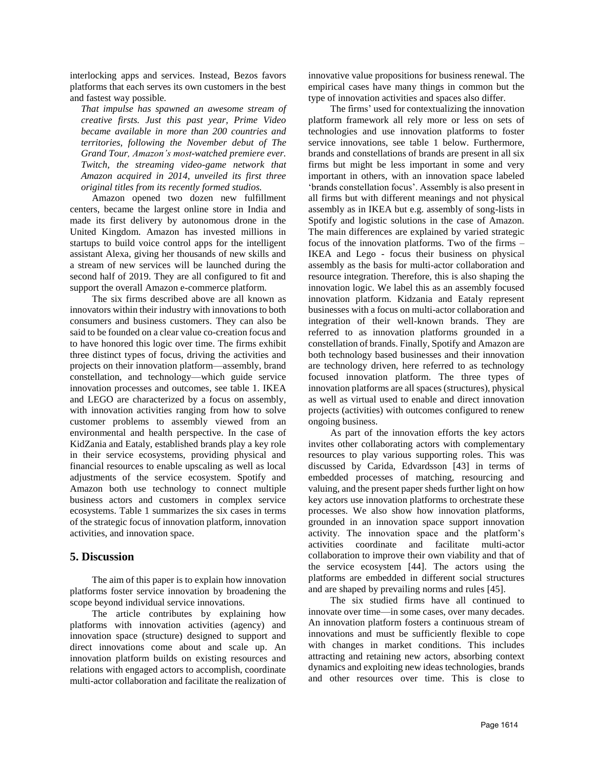interlocking apps and services. Instead, Bezos favors platforms that each serves its own customers in the best and fastest way possible.

*That impulse has spawned an awesome stream of creative firsts. Just this past year, Prime Video became available in more than 200 countries and territories, following the November debut of The Grand Tour, Amazon's most-watched premiere ever. Twitch, the streaming video-game network that Amazon acquired in 2014, unveiled its first three original titles from its recently formed studios.*

Amazon opened two dozen new fulfillment centers, became the largest online store in India and made its first delivery by autonomous drone in the United Kingdom. Amazon has invested millions in startups to build voice control apps for the intelligent assistant Alexa, giving her thousands of new skills and a stream of new services will be launched during the second half of 2019. They are all configured to fit and support the overall Amazon e-commerce platform.

The six firms described above are all known as innovators within their industry with innovations to both consumers and business customers. They can also be said to be founded on a clear value co-creation focus and to have honored this logic over time. The firms exhibit three distinct types of focus, driving the activities and projects on their innovation platform—assembly, brand constellation, and technology—which guide service innovation processes and outcomes, see table 1. IKEA and LEGO are characterized by a focus on assembly, with innovation activities ranging from how to solve customer problems to assembly viewed from an environmental and health perspective. In the case of KidZania and Eataly, established brands play a key role in their service ecosystems, providing physical and financial resources to enable upscaling as well as local adjustments of the service ecosystem. Spotify and Amazon both use technology to connect multiple business actors and customers in complex service ecosystems. Table 1 summarizes the six cases in terms of the strategic focus of innovation platform, innovation activities, and innovation space.

## 5. Discussion

The aim of this paper is to explain how innovation platforms foster service innovation by broadening the scope beyond individual service innovations.

The article contributes by explaining how platforms with innovation activities (agency) and innovation space (structure) designed to support and direct innovations come about and scale up. An innovation platform builds on existing resources and relations with engaged actors to accomplish, coordinate multi-actor collaboration and facilitate the realization of innovative value propositions for business renewal. The empirical cases have many things in common but the type of innovation activities and spaces also differ.

The firms' used for contextualizing the innovation platform framework all rely more or less on sets of technologies and use innovation platforms to foster service innovations, see table 1 below. Furthermore, brands and constellations of brands are present in all six firms but might be less important in some and very important in others, with an innovation space labeled 'brands constellation focus'. Assembly is also present in all firms but with different meanings and not physical assembly as in IKEA but e.g. assembly of song-lists in Spotify and logistic solutions in the case of Amazon. The main differences are explained by varied strategic focus of the innovation platforms. Two of the firms – IKEA and Lego - focus their business on physical assembly as the basis for multi-actor collaboration and resource integration. Therefore, this is also shaping the innovation logic. We label this as an assembly focused innovation platform. Kidzania and Eataly represent businesses with a focus on multi-actor collaboration and integration of their well-known brands. They are referred to as innovation platforms grounded in a constellation of brands. Finally, Spotify and Amazon are both technology based businesses and their innovation are technology driven, here referred to as technology focused innovation platform. The three types of innovation platforms are all spaces (structures), physical as well as virtual used to enable and direct innovation projects (activities) with outcomes configured to renew ongoing business.

As part of the innovation efforts the key actors invites other collaborating actors with complementary resources to play various supporting roles. This was discussed by Carida, Edvardsson [43] in terms of embedded processes of matching, resourcing and valuing, and the present paper sheds further light on how key actors use innovation platforms to orchestrate these processes. We also show how innovation platforms, grounded in an innovation space support innovation activity. The innovation space and the platform's activities coordinate and facilitate multi-actor collaboration to improve their own viability and that of the service ecosystem [44]. The actors using the platforms are embedded in different social structures and are shaped by prevailing norms and rules [45].

The six studied firms have all continued to innovate over time—in some cases, over many decades. An innovation platform fosters a continuous stream of innovations and must be sufficiently flexible to cope with changes in market conditions. This includes attracting and retaining new actors, absorbing context dynamics and exploiting new ideas technologies, brands and other resources over time. This is close to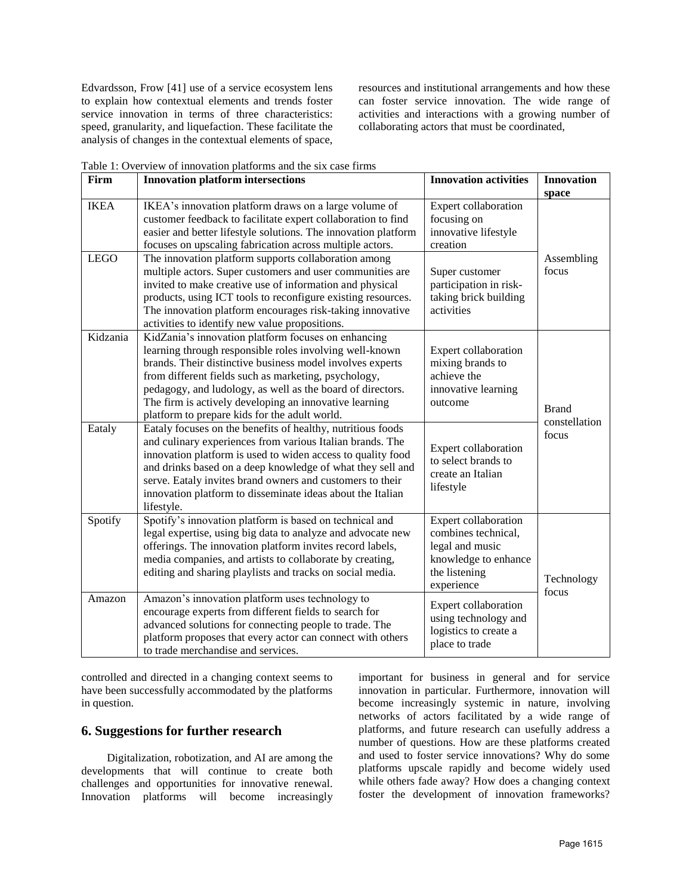Edvardsson, Frow [41] use of a service ecosystem lens to explain how contextual elements and trends foster service innovation in terms of three characteristics: speed, granularity, and liquefaction. These facilitate the analysis of changes in the contextual elements of space, resources and institutional arrangements and how these can foster service innovation. The wide range of activities and interactions with a growing number of collaborating actors that must be coordinated, controlled and directed in a changing context seems to have been successfully accommodated by the platforms in question.

Table 1: Overview of innovation platforms and the six case firms

| Firm | Innovation platform intersections | Innovation activities | Innovation space |
|---|---|---|---|
| IKEA | IKEA's innovation platform draws on a large volume of customer feedback to facilitate expert collaboration to find easier and better lifestyle solutions. The innovation platform focuses on upscaling fabrication across multiple actors. | Expert collaboration focusing on innovative lifestyle creation | Assembling focus |
| LEGO | The innovation platform supports collaboration among multiple actors. Super customers and user communities are invited to make creative use of information and physical products, using ICT tools to reconfigure existing resources. The innovation platform encourages risk-taking innovative activities to identify new value propositions. | Super customer participation in risk-taking brick building activities | |
| Kidzania | KidZania's innovation platform focuses on enhancing learning through responsible roles involving well-known brands. Their distinctive business model involves experts from different fields such as marketing, psychology, pedagogy, and ludology, as well as the board of directors. The firm is actively developing an innovative learning platform to prepare kids for the adult world. | Expert collaboration mixing brands to achieve the innovative learning outcome | Brand constellation focus |
| Eataly | Eataly focuses on the benefits of healthy, nutritious foods and culinary experiences from various Italian brands. The innovation platform is used to widen access to quality food and drinks based on a deep knowledge of what they sell and serve. Eataly invites brand owners and customers to their innovation platform to disseminate ideas about the Italian lifestyle. | Expert collaboration to select brands to create an Italian lifestyle | |
| Spotify | Spotify's innovation platform is based on technical and legal expertise, using big data to analyze and advocate new offerings. The innovation platform invites record labels, media companies, and artists to collaborate by creating, editing and sharing playlists and tracks on social media. | Expert collaboration combines technical, legal and music knowledge to enhance the listening experience | Technology focus |
| Amazon | Amazon's innovation platform uses technology to encourage experts from different fields to search for advanced solutions for connecting people to trade. The platform proposes that every actor can connect with others to trade merchandise and services. | Expert collaboration using technology and logistics to create a place to trade | |

## 6. Suggestions for further research

Digitalization, robotization, and AI are among the developments that will continue to create both challenges and opportunities for innovative renewal. Innovation platforms will become increasingly important for business in general and for service innovation in particular. Furthermore, innovation will become increasingly systemic in nature, involving networks of actors facilitated by a wide range of platforms, and future research can usefully address a number of questions. How are these platforms created and used to foster service innovations? Why do some platforms upscale rapidly and become widely used while others fade away? How does a changing context foster the development of innovation frameworks?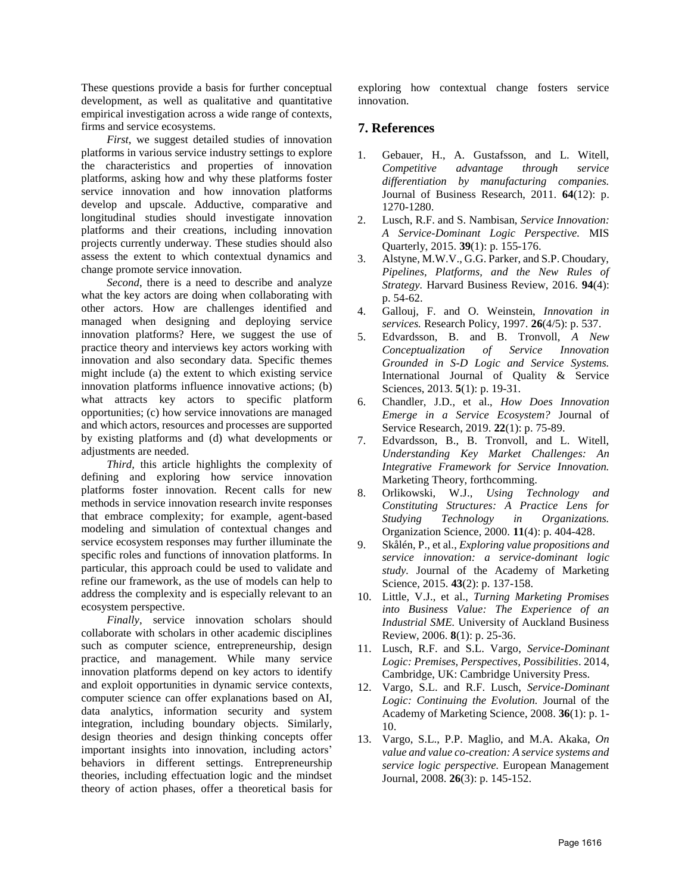These questions provide a basis for further conceptual development, as well as qualitative and quantitative empirical investigation across a wide range of contexts, firms and service ecosystems.

*First*, we suggest detailed studies of innovation platforms in various service industry settings to explore the characteristics and properties of innovation platforms, asking how and why these platforms foster service innovation and how innovation platforms develop and upscale. Adductive, comparative and longitudinal studies should investigate innovation platforms and their creations, including innovation projects currently underway. These studies should also assess the extent to which contextual dynamics and change promote service innovation.

*Second*, there is a need to describe and analyze what the key actors are doing when collaborating with other actors. How are challenges identified and managed when designing and deploying service innovation platforms? Here, we suggest the use of practice theory and interviews key actors working with innovation and also secondary data. Specific themes might include (a) the extent to which existing service innovation platforms influence innovative actions; (b) what attracts key actors to specific platform opportunities; (c) how service innovations are managed and which actors, resources and processes are supported by existing platforms and (d) what developments or adjustments are needed.

*Third*, this article highlights the complexity of defining and exploring how service innovation platforms foster innovation. Recent calls for new methods in service innovation research invite responses that embrace complexity; for example, agent-based modeling and simulation of contextual changes and service ecosystem responses may further illuminate the specific roles and functions of innovation platforms. In particular, this approach could be used to validate and refine our framework, as the use of models can help to address the complexity and is especially relevant to an ecosystem perspective.

*Finally*, service innovation scholars should collaborate with scholars in other academic disciplines such as computer science, entrepreneurship, design practice, and management. While many service innovation platforms depend on key actors to identify and exploit opportunities in dynamic service contexts, computer science can offer explanations based on AI, data analytics, information security and system integration, including boundary objects. Similarly, design theories and design thinking concepts offer important insights into innovation, including actors' behaviors in different settings. Entrepreneurship theories, including effectuation logic and the mindset theory of action phases, offer a theoretical basis for exploring how contextual change fosters service innovation.

## 7. References

1. Gebauer, H., A. Gustafsson, and L. Witell, *Competitive advantage through service differentiation by manufacturing companies.* Journal of Business Research, 2011. **64**(12): p. 1270-1280.
2. Lusch, R.F. and S. Nambisan, *Service Innovation: A Service-Dominant Logic Perspective.* MIS Quarterly, 2015. **39**(1): p. 155-176.
3. Alstyne, M.W.V., G.G. Parker, and S.P. Choudary, *Pipelines, Platforms, and the New Rules of Strategy.* Harvard Business Review, 2016. **94**(4): p. 54-62.
4. Gallouj, F. and O. Weinstein, *Innovation in services.* Research Policy, 1997. **26**(4/5): p. 537.
5. Edvardsson, B. and B. Tronvoll, *A New Conceptualization of Service Innovation Grounded in S-D Logic and Service Systems.* International Journal of Quality & Service Sciences, 2013. **5**(1): p. 19-31.
6. Chandler, J.D., et al., *How Does Innovation Emerge in a Service Ecosystem?* Journal of Service Research, 2019. **22**(1): p. 75-89.
7. Edvardsson, B., B. Tronvoll, and L. Witell, *Understanding Key Market Challenges: An Integrative Framework for Service Innovation.* Marketing Theory, forthcomming.
8. Orlikowski, W.J., *Using Technology and Constituting Structures: A Practice Lens for Studying Technology in Organizations.* Organization Science, 2000. **11**(4): p. 404-428.
9. Skålén, P., et al., *Exploring value propositions and service innovation: a service-dominant logic study.* Journal of the Academy of Marketing Science, 2015. **43**(2): p. 137-158.
10. Little, V.J., et al., *Turning Marketing Promises into Business Value: The Experience of an Industrial SME.* University of Auckland Business Review, 2006. **8**(1): p. 25-36.
11. Lusch, R.F. and S.L. Vargo, *Service-Dominant Logic: Premises, Perspectives, Possibilities*. 2014, Cambridge, UK: Cambridge University Press.
12. Vargo, S.L. and R.F. Lusch, *Service-Dominant Logic: Continuing the Evolution.* Journal of the Academy of Marketing Science, 2008. **36**(1): p. 1-10.
13. Vargo, S.L., P.P. Maglio, and M.A. Akaka, *On value and value co-creation: A service systems and service logic perspective.* European Management Journal, 2008. **26**(3): p. 145-152.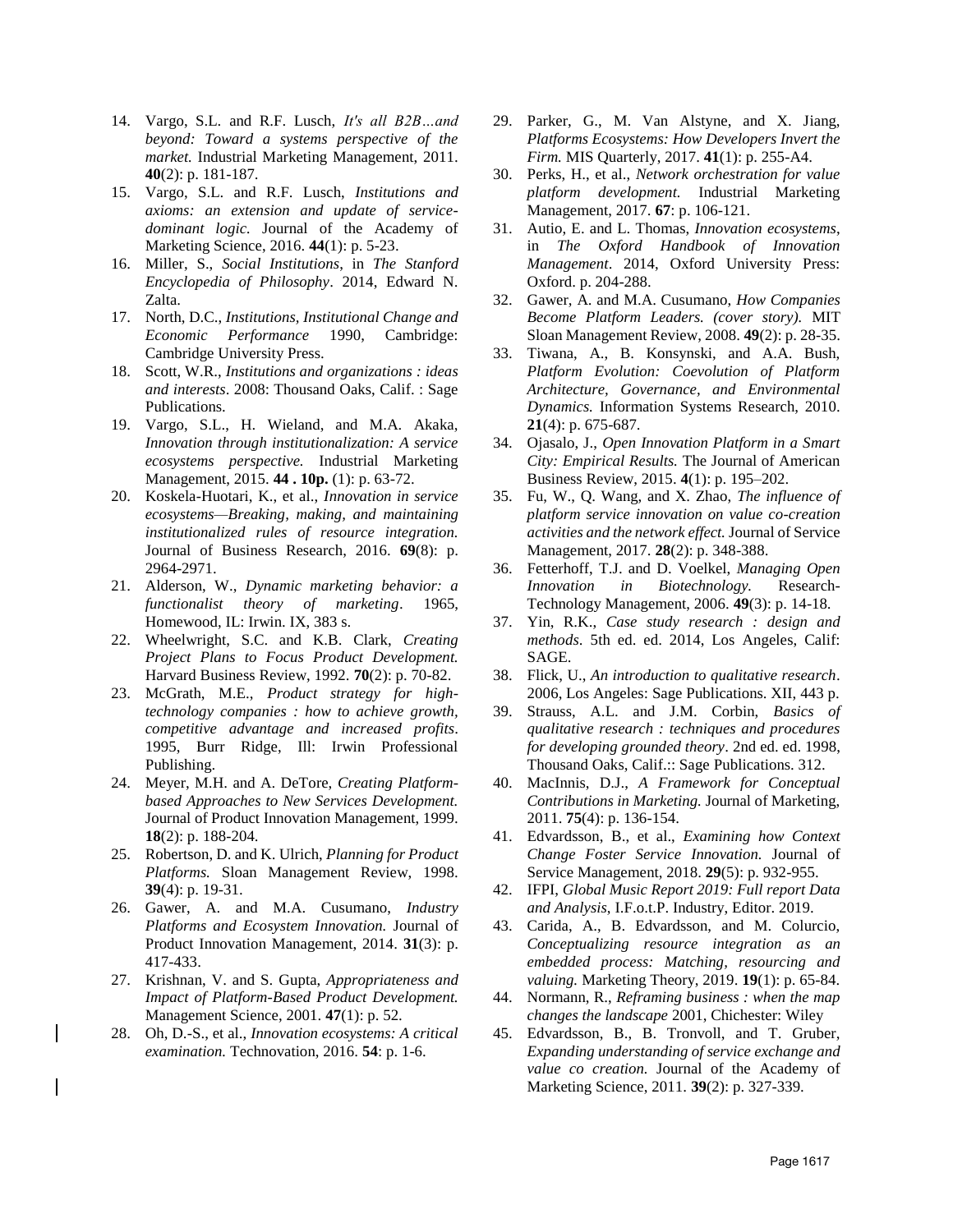14. Vargo, S.L. and R.F. Lusch, *It's all B2B…and beyond: Toward a systems perspective of the market.* Industrial Marketing Management, 2011. **40**(2): p. 181-187.
15. Vargo, S.L. and R.F. Lusch, *Institutions and axioms: an extension and update of service-dominant logic.* Journal of the Academy of Marketing Science, 2016. **44**(1): p. 5-23.
16. Miller, S., *Social Institutions*, in *The Stanford Encyclopedia of Philosophy*. 2014, Edward N. Zalta.
17. North, D.C., *Institutions, Institutional Change and Economic Performance* 1990, Cambridge: Cambridge University Press.
18. Scott, W.R., *Institutions and organizations : ideas and interests*. 2008: Thousand Oaks, Calif. : Sage Publications.
19. Vargo, S.L., H. Wieland, and M.A. Akaka, *Innovation through institutionalization: A service ecosystems perspective.* Industrial Marketing Management, 2015. **44 . 10p.** (1): p. 63-72.
20. Koskela-Huotari, K., et al., *Innovation in service ecosystems—Breaking, making, and maintaining institutionalized rules of resource integration.* Journal of Business Research, 2016. **69**(8): p. 2964-2971.
21. Alderson, W., *Dynamic marketing behavior: a functionalist theory of marketing*. 1965, Homewood, IL: Irwin. IX, 383 s.
22. Wheelwright, S.C. and K.B. Clark, *Creating Project Plans to Focus Product Development.* Harvard Business Review, 1992. **70**(2): p. 70-82.
23. McGrath, M.E., *Product strategy for high-technology companies : how to achieve growth, competitive advantage and increased profits*. 1995, Burr Ridge, Ill: Irwin Professional Publishing.
24. Meyer, M.H. and A. DeTore, *Creating Platform-based Approaches to New Services Development.* Journal of Product Innovation Management, 1999. **18**(2): p. 188-204.
25. Robertson, D. and K. Ulrich, *Planning for Product Platforms.* Sloan Management Review, 1998. **39**(4): p. 19-31.
26. Gawer, A. and M.A. Cusumano, *Industry Platforms and Ecosystem Innovation.* Journal of Product Innovation Management, 2014. **31**(3): p. 417-433.
27. Krishnan, V. and S. Gupta, *Appropriateness and Impact of Platform-Based Product Development.* Management Science, 2001. **47**(1): p. 52.
28. Oh, D.-S., et al., *Innovation ecosystems: A critical examination.* Technovation, 2016. **54**: p. 1-6.
29. Parker, G., M. Van Alstyne, and X. Jiang, *Platforms Ecosystems: How Developers Invert the Firm.* MIS Quarterly, 2017. **41**(1): p. 255-A4.
30. Perks, H., et al., *Network orchestration for value platform development.* Industrial Marketing Management, 2017. **67**: p. 106-121.
31. Autio, E. and L. Thomas, *Innovation ecosystems*, in *The Oxford Handbook of Innovation Management*. 2014, Oxford University Press: Oxford. p. 204-288.
32. Gawer, A. and M.A. Cusumano, *How Companies Become Platform Leaders. (cover story).* MIT Sloan Management Review, 2008. **49**(2): p. 28-35.
33. Tiwana, A., B. Konsynski, and A.A. Bush, *Platform Evolution: Coevolution of Platform Architecture, Governance, and Environmental Dynamics.* Information Systems Research, 2010. **21**(4): p. 675-687.
34. Ojasalo, J., *Open Innovation Platform in a Smart City: Empirical Results.* The Journal of American Business Review, 2015. **4**(1): p. 195–202.
35. Fu, W., Q. Wang, and X. Zhao, *The influence of platform service innovation on value co-creation activities and the network effect.* Journal of Service Management, 2017. **28**(2): p. 348-388.
36. Fetterhoff, T.J. and D. Voelkel, *Managing Open Innovation in Biotechnology.* Research-Technology Management, 2006. **49**(3): p. 14-18.
37. Yin, R.K., *Case study research : design and methods*. 5th ed. ed. 2014, Los Angeles, Calif: SAGE.
38. Flick, U., *An introduction to qualitative research*. 2006, Los Angeles: Sage Publications. XII, 443 p.
39. Strauss, A.L. and J.M. Corbin, *Basics of qualitative research : techniques and procedures for developing grounded theory*. 2nd ed. ed. 1998, Thousand Oaks, Calif.:: Sage Publications. 312.
40. MacInnis, D.J., *A Framework for Conceptual Contributions in Marketing.* Journal of Marketing, 2011. **75**(4): p. 136-154.
41. Edvardsson, B., et al., *Examining how Context Change Foster Service Innovation.* Journal of Service Management, 2018. **29**(5): p. 932-955.
42. IFPI, *Global Music Report 2019: Full report Data and Analysis*, I.F.o.t.P. Industry, Editor. 2019.
43. Carida, A., B. Edvardsson, and M. Colurcio, *Conceptualizing resource integration as an embedded process: Matching, resourcing and valuing.* Marketing Theory, 2019. **19**(1): p. 65-84.
44. Normann, R., *Reframing business : when the map changes the landscape* 2001, Chichester: Wiley
45. Edvardsson, B., B. Tronvoll, and T. Gruber, *Expanding understanding of service exchange and value co creation.* Journal of the Academy of Marketing Science, 2011. **39**(2): p. 327-339.